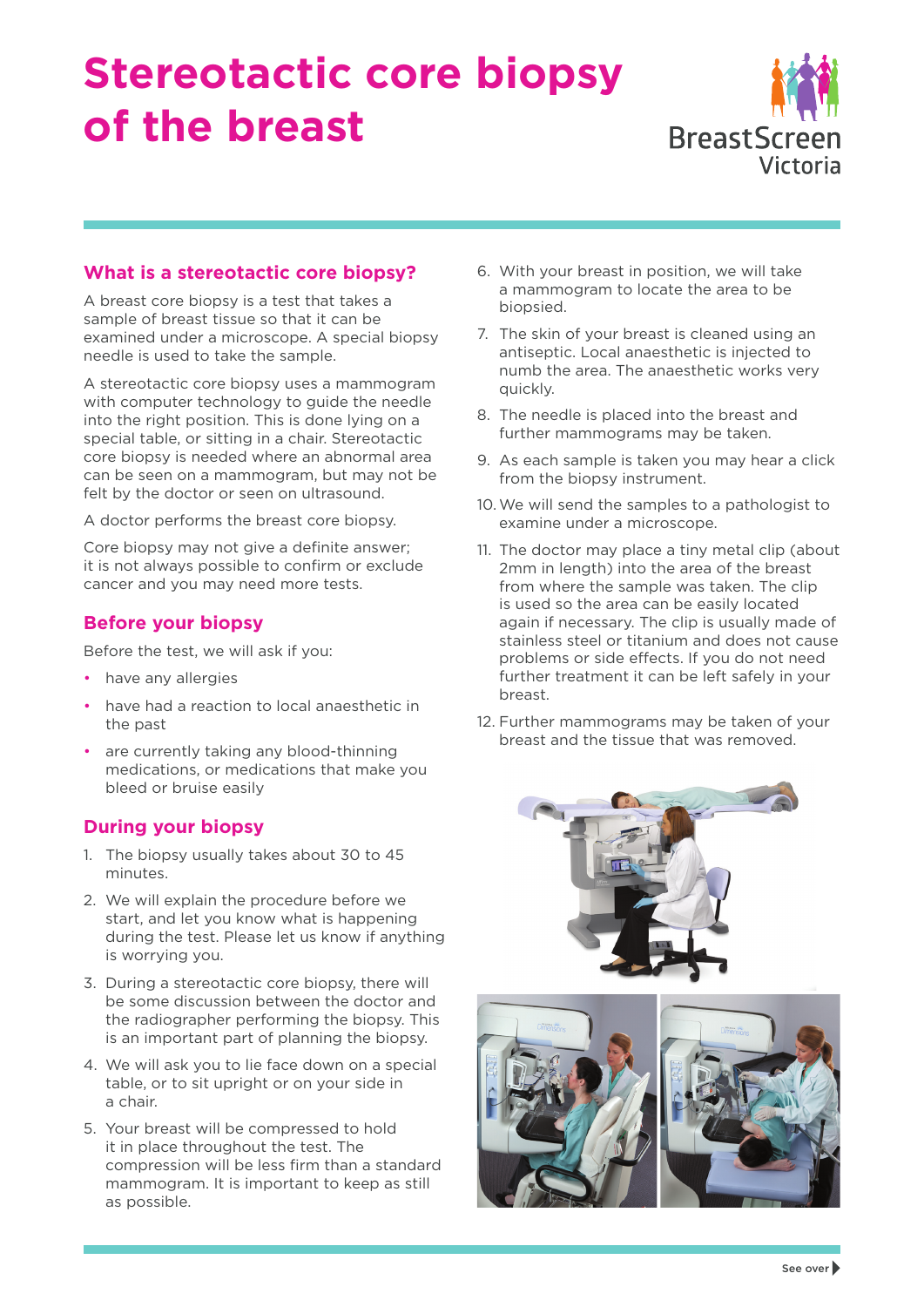# Stereotactic core biopsy of the breast

BreastScreen Victoria

## What is a stereotactic core biopsy?

A breast core biopsy is a test that takes a sample of breast tissue so that it can be examined under a microscope. A special biopsy needle is used to take the sample.

A stereotactic core biopsy uses a mammogram with computer technology to guide the needle into the right position. This is done lying on a special table, or sitting in a chair. Stereotactic core biopsy is needed where an abnormal area can be seen on a mammogram, but may not be felt by the doctor or seen on ultrasound.

A doctor performs the breast core biopsy.

Core biopsy may not give a definite answer; it is not always possible to confirm or exclude cancer and you may need more tests.

## Before your biopsy

Before the test, we will ask if you:

- have any allergies
- have had a reaction to local anaesthetic in the past
- are currently taking any blood-thinning medications, or medications that make you bleed or bruise easily

## During your biopsy

1. The biopsy usually takes about 30 to 45 minutes.
2. We will explain the procedure before we start, and let you know what is happening during the test. Please let us know if anything is worrying you.
3. During a stereotactic core biopsy, there will be some discussion between the doctor and the radiographer performing the biopsy. This is an important part of planning the biopsy.
4. We will ask you to lie face down on a special table, or to sit upright or on your side in a chair.
5. Your breast will be compressed to hold it in place throughout the test. The compression will be less firm than a standard mammogram. It is important to keep as still as possible.
6. With your breast in position, we will take a mammogram to locate the area to be biopsied.
7. The skin of your breast is cleaned using an antiseptic. Local anaesthetic is injected to numb the area. The anaesthetic works very quickly.
8. The needle is placed into the breast and further mammograms may be taken.
9. As each sample is taken you may hear a click from the biopsy instrument.
10. We will send the samples to a pathologist to examine under a microscope.
11. The doctor may place a tiny metal clip (about 2mm in length) into the area of the breast from where the sample was taken. The clip is used so the area can be easily located again if necessary. The clip is usually made of stainless steel or titanium and does not cause problems or side effects. If you do not need further treatment it can be left safely in your breast.
12. Further mammograms may be taken of your breast and the tissue that was removed.

See over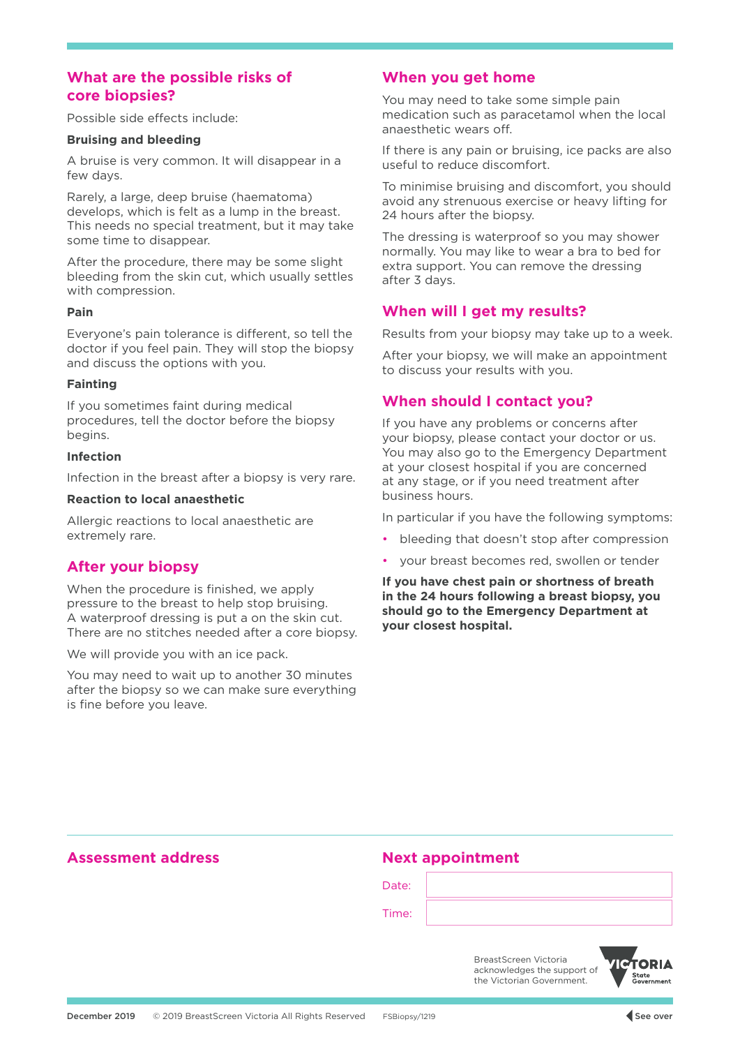## What are the possible risks of core biopsies?

Possible side effects include:

**Bruising and bleeding**

A bruise is very common. It will disappear in a few days.

Rarely, a large, deep bruise (haematoma) develops, which is felt as a lump in the breast. This needs no special treatment, but it may take some time to disappear.

After the procedure, there may be some slight bleeding from the skin cut, which usually settles with compression.

**Pain**

Everyone's pain tolerance is different, so tell the doctor if you feel pain. They will stop the biopsy and discuss the options with you.

**Fainting**

If you sometimes faint during medical procedures, tell the doctor before the biopsy begins.

**Infection**

Infection in the breast after a biopsy is very rare.

**Reaction to local anaesthetic**

Allergic reactions to local anaesthetic are extremely rare.

## After your biopsy

When the procedure is finished, we apply pressure to the breast to help stop bruising. A waterproof dressing is put a on the skin cut. There are no stitches needed after a core biopsy.

We will provide you with an ice pack.

You may need to wait up to another 30 minutes after the biopsy so we can make sure everything is fine before you leave.

## When you get home

You may need to take some simple pain medication such as paracetamol when the local anaesthetic wears off.

If there is any pain or bruising, ice packs are also useful to reduce discomfort.

To minimise bruising and discomfort, you should avoid any strenuous exercise or heavy lifting for 24 hours after the biopsy.

The dressing is waterproof so you may shower normally. You may like to wear a bra to bed for extra support. You can remove the dressing after 3 days.

## When will I get my results?

Results from your biopsy may take up to a week.

After your biopsy, we will make an appointment to discuss your results with you.

## When should I contact you?

If you have any problems or concerns after your biopsy, please contact your doctor or us. You may also go to the Emergency Department at your closest hospital if you are concerned at any stage, or if you need treatment after business hours.

In particular if you have the following symptoms:

- bleeding that doesn't stop after compression
- your breast becomes red, swollen or tender

**If you have chest pain or shortness of breath in the 24 hours following a breast biopsy, you should go to the Emergency Department at your closest hospital.**

## Assessment address

## Next appointment

Date:

Time:

BreastScreen Victoria acknowledges the support of the Victorian Government.

December 2019 © 2019 BreastScreen Victoria All Rights Reserved FSBiopsy/1219

See over